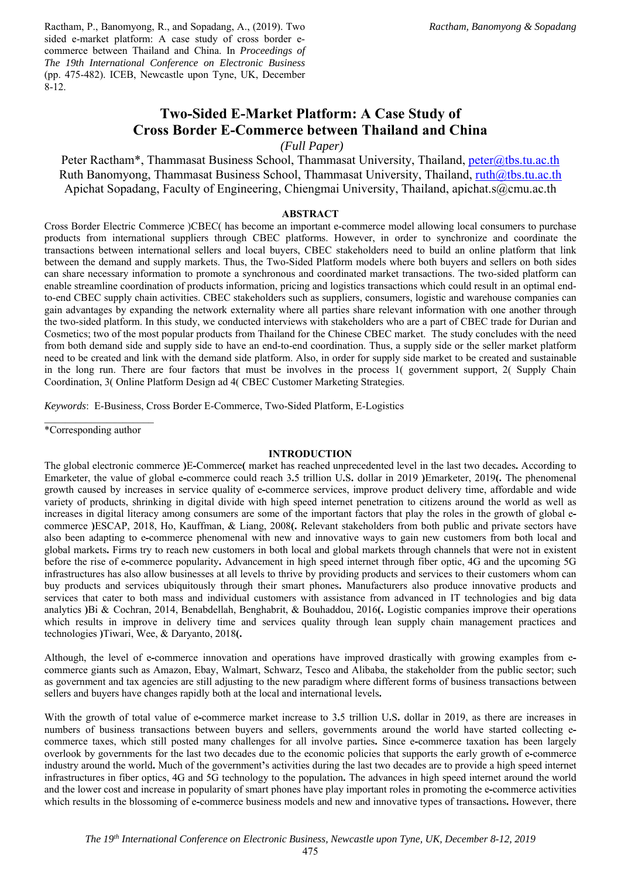Ractham, P., Banomyong, R., and Sopadang, A., (2019). Two sided e-market platform: A case study of cross border e-commerce between Thailand and China. In *Proceedings of The 19th International Conference on Electronic Business* (pp. 475-482). ICEB, Newcastle upon Tyne, UK, December 8-12.

# Two-Sided E-Market Platform: A Case Study of Cross Border E-Commerce between Thailand and China

*(Full Paper)*

Peter Ractham*, Thammasat Business School, Thammasat University, Thailand, peter@tbs.tu.ac.th
Ruth Banomyong, Thammasat Business School, Thammasat University, Thailand, ruth@tbs.tu.ac.th
Apichat Sopadang, Faculty of Engineering, Chiengmai University, Thailand, apichat.s@cmu.ac.th

## ABSTRACT

Cross Border Electric Commerce )CBEC( has become an important e-commerce model allowing local consumers to purchase products from international suppliers through CBEC platforms. However, in order to synchronize and coordinate the transactions between international sellers and local buyers, CBEC stakeholders need to build an online platform that link between the demand and supply markets. Thus, the Two-Sided Platform models where both buyers and sellers on both sides can share necessary information to promote a synchronous and coordinated market transactions. The two-sided platform can enable streamline coordination of products information, pricing and logistics transactions which could result in an optimal end-to-end CBEC supply chain activities. CBEC stakeholders such as suppliers, consumers, logistic and warehouse companies can gain advantages by expanding the network externality where all parties share relevant information with one another through the two-sided platform. In this study, we conducted interviews with stakeholders who are a part of CBEC trade for Durian and Cosmetics; two of the most popular products from Thailand for the Chinese CBEC market. The study concludes with the need from both demand side and supply side to have an end-to-end coordination. Thus, a supply side or the seller market platform need to be created and link with the demand side platform. Also, in order for supply side market to be created and sustainable in the long run. There are four factors that must be involves in the process 1( government support, 2( Supply Chain Coordination, 3( Online Platform Design ad 4( CBEC Customer Marketing Strategies.

*Keywords*: E-Business, Cross Border E-Commerce, Two-Sided Platform, E-Logistics

*Corresponding author

## INTRODUCTION

The global electronic commerce )E-Commerce( market has reached unprecedented level in the last two decades. According to Emarketer, the value of global e-commerce could reach 3.5 trillion U.S. dollar in 2019 )Emarketer, 2019(. The phenomenal growth caused by increases in service quality of e-commerce services, improve product delivery time, affordable and wide variety of products, shrinking in digital divide with high speed internet penetration to citizens around the world as well as increases in digital literacy among consumers are some of the important factors that play the roles in the growth of global e-commerce )ESCAP, 2018, Ho, Kauffman, & Liang, 2008(. Relevant stakeholders from both public and private sectors have also been adapting to e-commerce phenomenal with new and innovative ways to gain new customers from both local and global markets. Firms try to reach new customers in both local and global markets through channels that were not in existent before the rise of e-commerce popularity. Advancement in high speed internet through fiber optic, 4G and the upcoming 5G infrastructures has also allow businesses at all levels to thrive by providing products and services to their customers whom can buy products and services ubiquitously through their smart phones. Manufacturers also produce innovative products and services that cater to both mass and individual customers with assistance from advanced in IT technologies and big data analytics )Bi & Cochran, 2014, Benabdellah, Benghabrit, & Bouhaddou, 2016(. Logistic companies improve their operations which results in improve in delivery time and services quality through lean supply chain management practices and technologies )Tiwari, Wee, & Daryanto, 2018(.

Although, the level of e-commerce innovation and operations have improved drastically with growing examples from e-commerce giants such as Amazon, Ebay, Walmart, Schwarz, Tesco and Alibaba, the stakeholder from the public sector; such as government and tax agencies are still adjusting to the new paradigm where different forms of business transactions between sellers and buyers have changes rapidly both at the local and international levels.

With the growth of total value of e-commerce market increase to 3.5 trillion U.S. dollar in 2019, as there are increases in numbers of business transactions between buyers and sellers, governments around the world have started collecting e-commerce taxes, which still posted many challenges for all involve parties. Since e-commerce taxation has been largely overlook by governments for the last two decades due to the economic policies that supports the early growth of e-commerce industry around the world. Much of the government's activities during the last two decades are to provide a high speed internet infrastructures in fiber optics, 4G and 5G technology to the population. The advances in high speed internet around the world and the lower cost and increase in popularity of smart phones have play important roles in promoting the e-commerce activities which results in the blossoming of e-commerce business models and new and innovative types of transactions. However, there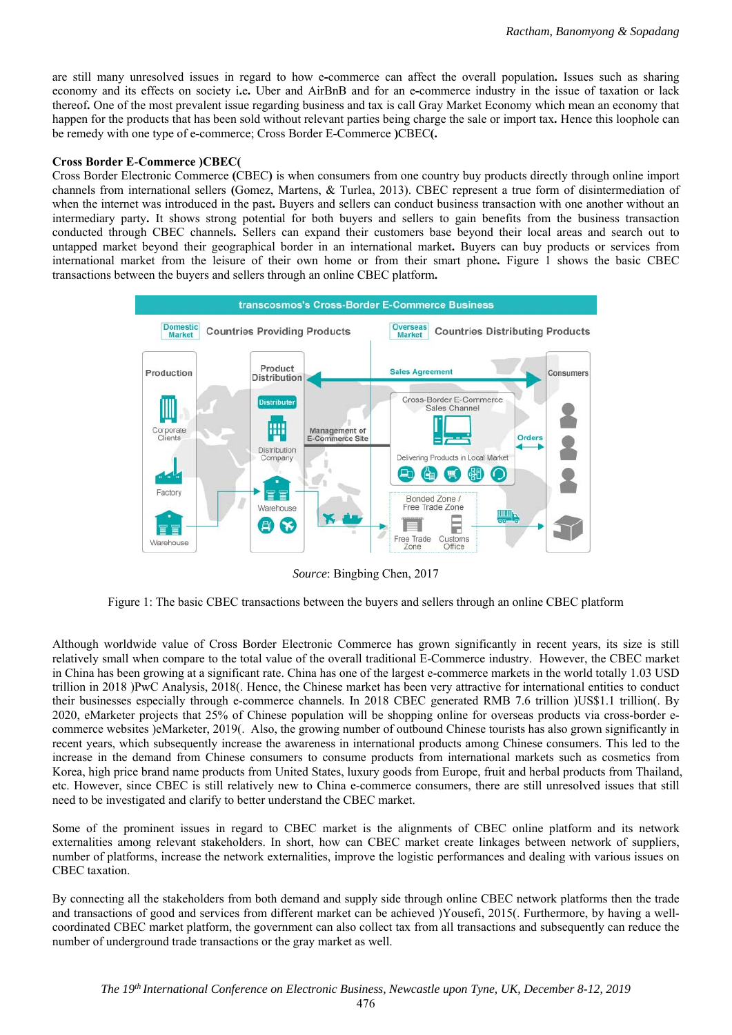are still many unresolved issues in regard to how e-commerce can affect the overall population. Issues such as sharing economy and its effects on society i.e. Uber and AirBnB and for an e-commerce industry in the issue of taxation or lack thereof. One of the most prevalent issue regarding business and tax is call Gray Market Economy which mean an economy that happen for the products that has been sold without relevant parties being charge the sale or import tax. Hence this loophole can be remedy with one type of e-commerce; Cross Border E-Commerce )CBEC(.

**Cross Border E-Commerce )CBEC(**

Cross Border Electronic Commerce (CBEC) is when consumers from one country buy products directly through online import channels from international sellers (Gomez, Martens, & Turlea, 2013). CBEC represent a true form of disintermediation of when the internet was introduced in the past. Buyers and sellers can conduct business transaction with one another without an intermediary party. It shows strong potential for both buyers and sellers to gain benefits from the business transaction conducted through CBEC channels. Sellers can expand their customers base beyond their local areas and search out to untapped market beyond their geographical border in an international market. Buyers can buy products or services from international market from the leisure of their own home or from their smart phone. Figure 1 shows the basic CBEC transactions between the buyers and sellers through an online CBEC platform.

*Source*: Bingbing Chen, 2017

Figure 1: The basic CBEC transactions between the buyers and sellers through an online CBEC platform

Although worldwide value of Cross Border Electronic Commerce has grown significantly in recent years, its size is still relatively small when compare to the total value of the overall traditional E-Commerce industry. However, the CBEC market in China has been growing at a significant rate. China has one of the largest e-commerce markets in the world totally 1.03 USD trillion in 2018 )PwC Analysis, 2018(. Hence, the Chinese market has been very attractive for international entities to conduct their businesses especially through e-commerce channels. In 2018 CBEC generated RMB 7.6 trillion )US$1.1 trillion(. By 2020, eMarketer projects that 25% of Chinese population will be shopping online for overseas products via cross-border e-commerce websites )eMarketer, 2019(. Also, the growing number of outbound Chinese tourists has also grown significantly in recent years, which subsequently increase the awareness in international products among Chinese consumers. This led to the increase in the demand from Chinese consumers to consume products from international markets such as cosmetics from Korea, high price brand name products from United States, luxury goods from Europe, fruit and herbal products from Thailand, etc. However, since CBEC is still relatively new to China e-commerce consumers, there are still unresolved issues that still need to be investigated and clarify to better understand the CBEC market.

Some of the prominent issues in regard to CBEC market is the alignments of CBEC online platform and its network externalities among relevant stakeholders. In short, how can CBEC market create linkages between network of suppliers, number of platforms, increase the network externalities, improve the logistic performances and dealing with various issues on CBEC taxation.

By connecting all the stakeholders from both demand and supply side through online CBEC network platforms then the trade and transactions of good and services from different market can be achieved )Yousefi, 2015(. Furthermore, by having a well-coordinated CBEC market platform, the government can also collect tax from all transactions and subsequently can reduce the number of underground trade transactions or the gray market as well.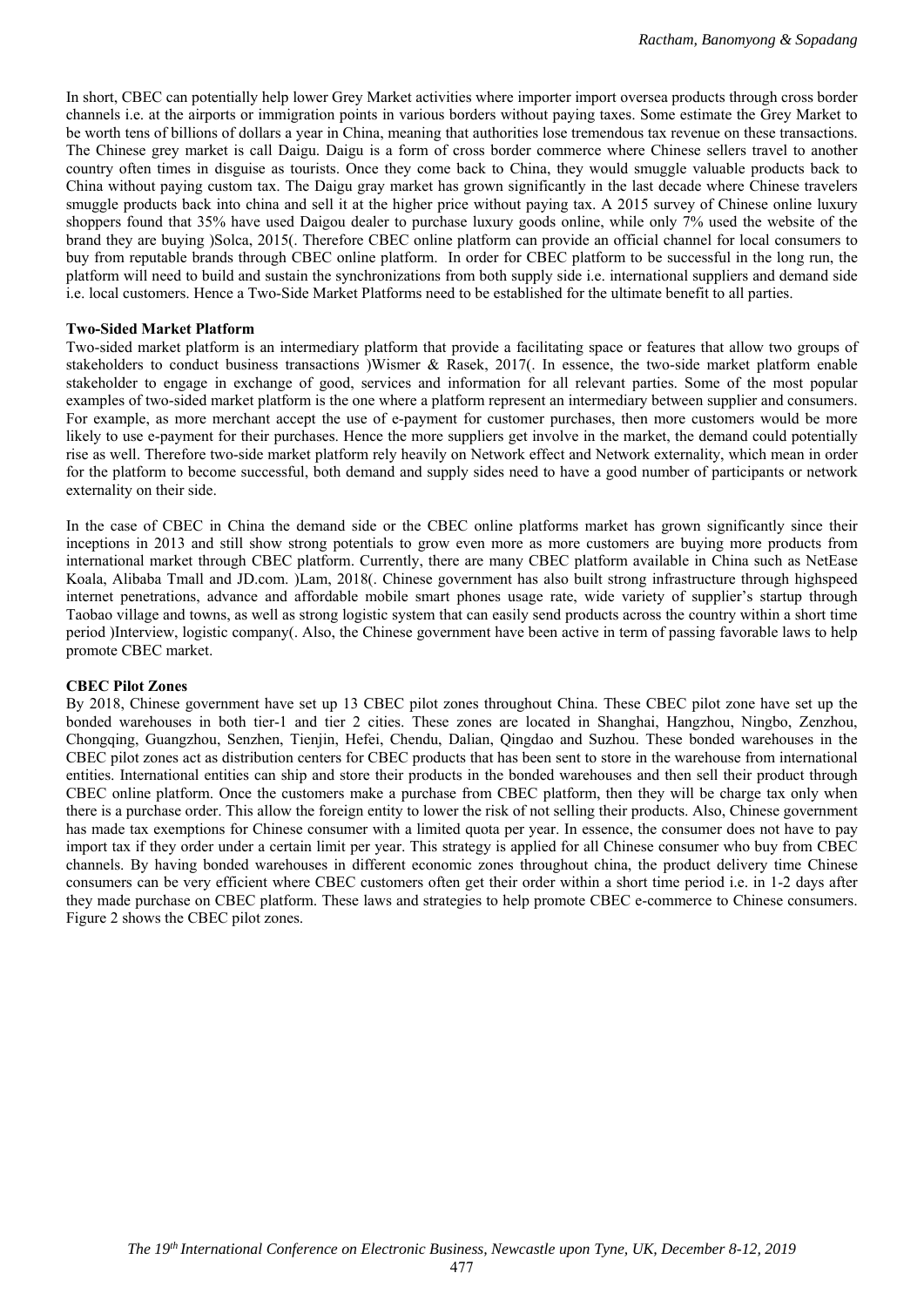In short, CBEC can potentially help lower Grey Market activities where importer import oversea products through cross border channels i.e. at the airports or immigration points in various borders without paying taxes. Some estimate the Grey Market to be worth tens of billions of dollars a year in China, meaning that authorities lose tremendous tax revenue on these transactions. The Chinese grey market is call Daigu. Daigu is a form of cross border commerce where Chinese sellers travel to another country often times in disguise as tourists. Once they come back to China, they would smuggle valuable products back to China without paying custom tax. The Daigu gray market has grown significantly in the last decade where Chinese travelers smuggle products back into china and sell it at the higher price without paying tax. A 2015 survey of Chinese online luxury shoppers found that 35% have used Daigou dealer to purchase luxury goods online, while only 7% used the website of the brand they are buying )Solca, 2015(. Therefore CBEC online platform can provide an official channel for local consumers to buy from reputable brands through CBEC online platform. In order for CBEC platform to be successful in the long run, the platform will need to build and sustain the synchronizations from both supply side i.e. international suppliers and demand side i.e. local customers. Hence a Two-Side Market Platforms need to be established for the ultimate benefit to all parties.

**Two-Sided Market Platform**

Two-sided market platform is an intermediary platform that provide a facilitating space or features that allow two groups of stakeholders to conduct business transactions )Wismer & Rasek, 2017(. In essence, the two-side market platform enable stakeholder to engage in exchange of good, services and information for all relevant parties. Some of the most popular examples of two-sided market platform is the one where a platform represent an intermediary between supplier and consumers. For example, as more merchant accept the use of e-payment for customer purchases, then more customers would be more likely to use e-payment for their purchases. Hence the more suppliers get involve in the market, the demand could potentially rise as well. Therefore two-side market platform rely heavily on Network effect and Network externality, which mean in order for the platform to become successful, both demand and supply sides need to have a good number of participants or network externality on their side.

In the case of CBEC in China the demand side or the CBEC online platforms market has grown significantly since their inceptions in 2013 and still show strong potentials to grow even more as more customers are buying more products from international market through CBEC platform. Currently, there are many CBEC platform available in China such as NetEase Koala, Alibaba Tmall and JD.com. )Lam, 2018(. Chinese government has also built strong infrastructure through highspeed internet penetrations, advance and affordable mobile smart phones usage rate, wide variety of supplier's startup through Taobao village and towns, as well as strong logistic system that can easily send products across the country within a short time period )Interview, logistic company(. Also, the Chinese government have been active in term of passing favorable laws to help promote CBEC market.

**CBEC Pilot Zones**

By 2018, Chinese government have set up 13 CBEC pilot zones throughout China. These CBEC pilot zone have set up the bonded warehouses in both tier-1 and tier 2 cities. These zones are located in Shanghai, Hangzhou, Ningbo, Zenzhou, Chongqing, Guangzhou, Senzhen, Tienjin, Hefei, Chendu, Dalian, Qingdao and Suzhou. These bonded warehouses in the CBEC pilot zones act as distribution centers for CBEC products that has been sent to store in the warehouse from international entities. International entities can ship and store their products in the bonded warehouses and then sell their product through CBEC online platform. Once the customers make a purchase from CBEC platform, then they will be charge tax only when there is a purchase order. This allow the foreign entity to lower the risk of not selling their products. Also, Chinese government has made tax exemptions for Chinese consumer with a limited quota per year. In essence, the consumer does not have to pay import tax if they order under a certain limit per year. This strategy is applied for all Chinese consumer who buy from CBEC channels. By having bonded warehouses in different economic zones throughout china, the product delivery time Chinese consumers can be very efficient where CBEC customers often get their order within a short time period i.e. in 1-2 days after they made purchase on CBEC platform. These laws and strategies to help promote CBEC e-commerce to Chinese consumers. Figure 2 shows the CBEC pilot zones.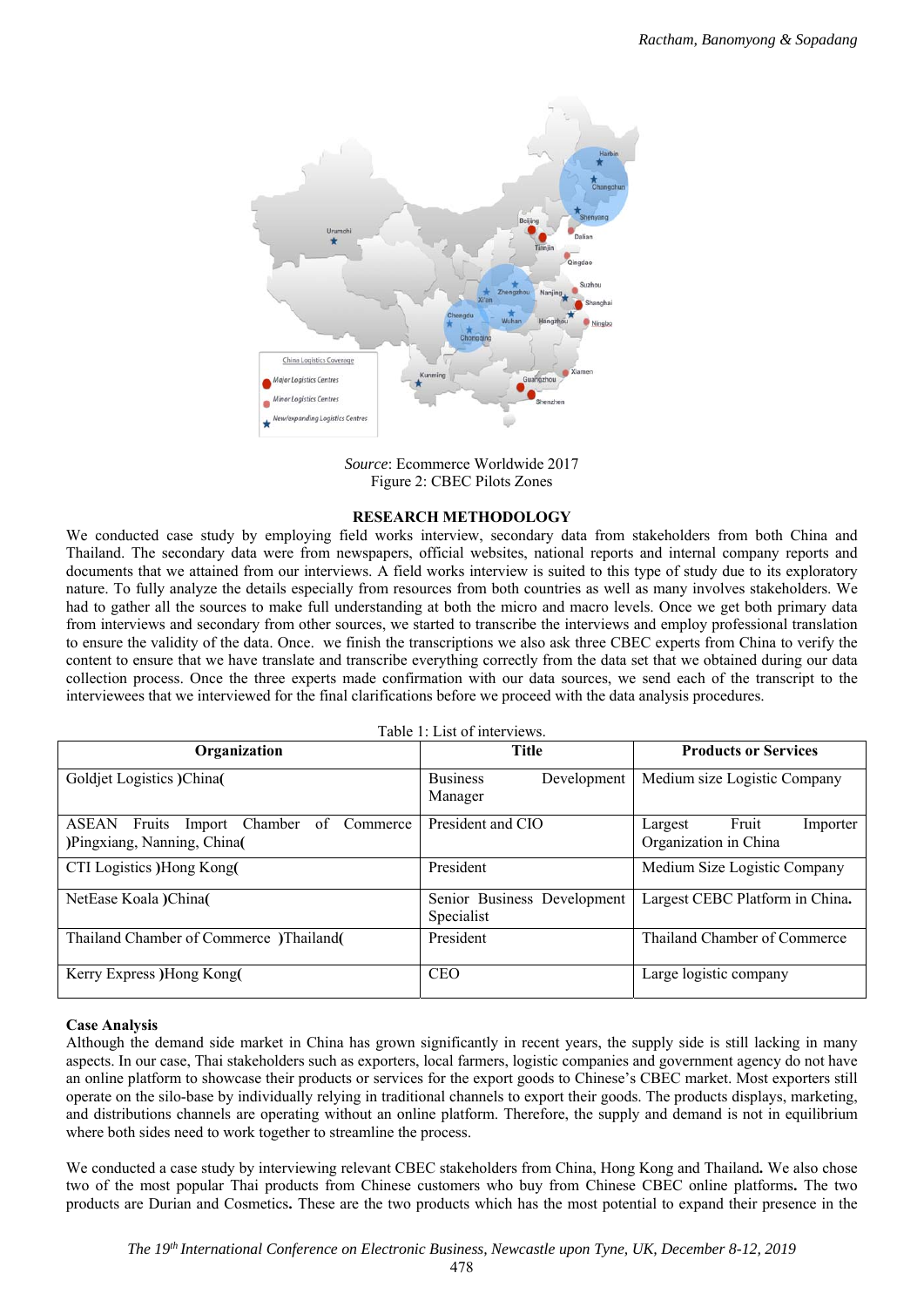*Source*: Ecommerce Worldwide 2017
Figure 2: CBEC Pilots Zones

## RESEARCH METHODOLOGY

We conducted case study by employing field works interview, secondary data from stakeholders from both China and Thailand. The secondary data were from newspapers, official websites, national reports and internal company reports and documents that we attained from our interviews. A field works interview is suited to this type of study due to its exploratory nature. To fully analyze the details especially from resources from both countries as well as many involves stakeholders. We had to gather all the sources to make full understanding at both the micro and macro levels. Once we get both primary data from interviews and secondary from other sources, we started to transcribe the interviews and employ professional translation to ensure the validity of the data. Once. we finish the transcriptions we also ask three CBEC experts from China to verify the content to ensure that we have translate and transcribe everything correctly from the data set that we obtained during our data collection process. Once the three experts made confirmation with our data sources, we send each of the transcript to the interviewees that we interviewed for the final clarifications before we proceed with the data analysis procedures.

Table 1: List of interviews.

| Organization | Title | Products or Services |
|---|---|---|
| Goldjet Logistics )China( | Business Development Manager | Medium size Logistic Company |
| ASEAN Fruits Import Chamber of Commerce )Pingxiang, Nanning, China( | President and CIO | Largest Fruit Importer Organization in China |
| CTI Logistics )Hong Kong( | President | Medium Size Logistic Company |
| NetEase Koala )China( | Senior Business Development Specialist | Largest CEBC Platform in China. |
| Thailand Chamber of Commerce )Thailand( | President | Thailand Chamber of Commerce |
| Kerry Express )Hong Kong( | CEO | Large logistic company |

### Case Analysis

Although the demand side market in China has grown significantly in recent years, the supply side is still lacking in many aspects. In our case, Thai stakeholders such as exporters, local farmers, logistic companies and government agency do not have an online platform to showcase their products or services for the export goods to Chinese's CBEC market. Most exporters still operate on the silo-base by individually relying in traditional channels to export their goods. The products displays, marketing, and distributions channels are operating without an online platform. Therefore, the supply and demand is not in equilibrium where both sides need to work together to streamline the process.

We conducted a case study by interviewing relevant CBEC stakeholders from China, Hong Kong and Thailand**.** We also chose two of the most popular Thai products from Chinese customers who buy from Chinese CBEC online platforms**.** The two products are Durian and Cosmetics**.** These are the two products which has the most potential to expand their presence in the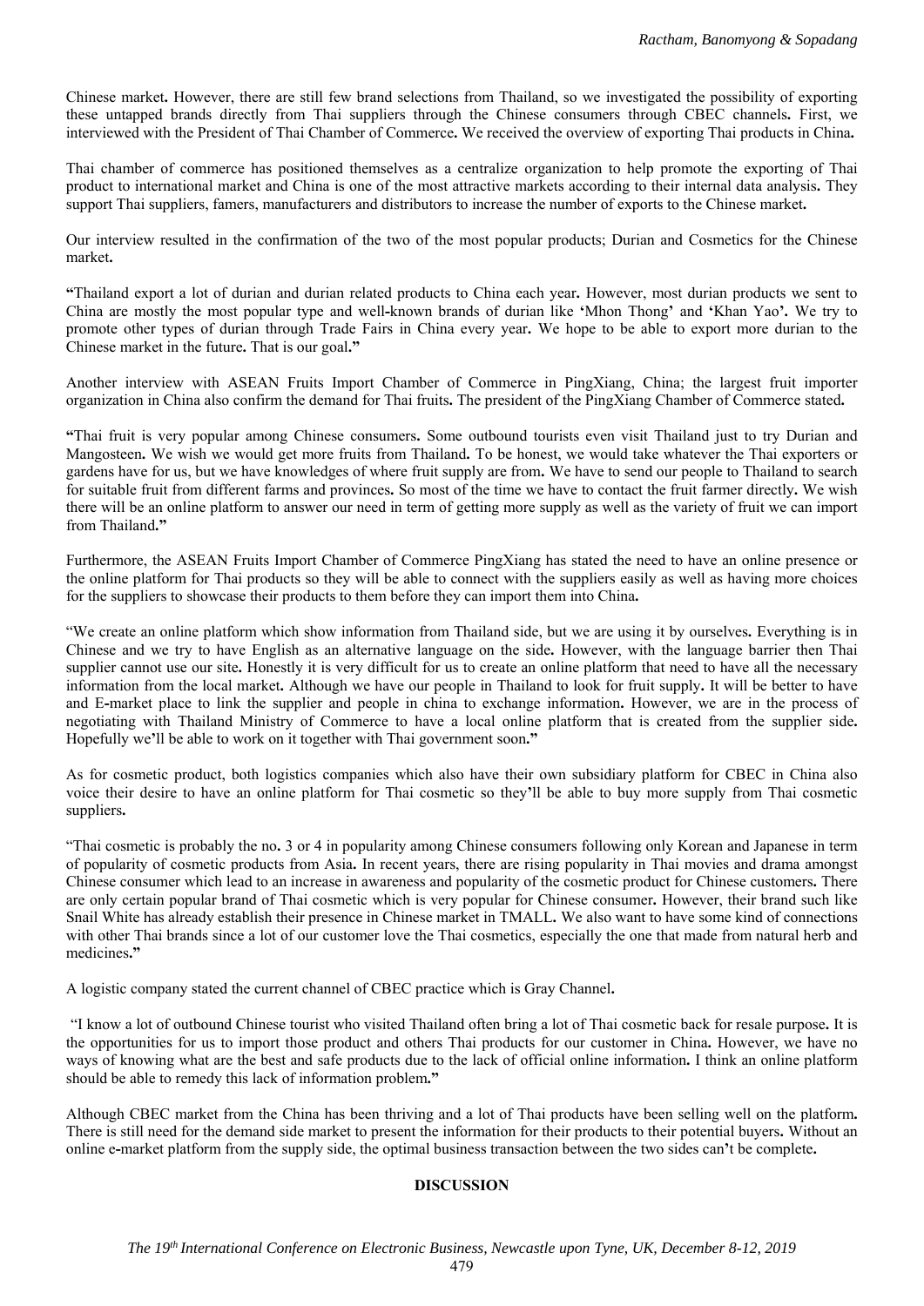Chinese market. However, there are still few brand selections from Thailand, so we investigated the possibility of exporting these untapped brands directly from Thai suppliers through the Chinese consumers through CBEC channels. First, we interviewed with the President of Thai Chamber of Commerce. We received the overview of exporting Thai products in China.

Thai chamber of commerce has positioned themselves as a centralize organization to help promote the exporting of Thai product to international market and China is one of the most attractive markets according to their internal data analysis. They support Thai suppliers, famers, manufacturers and distributors to increase the number of exports to the Chinese market.

Our interview resulted in the confirmation of the two of the most popular products; Durian and Cosmetics for the Chinese market.

"Thailand export a lot of durian and durian related products to China each year. However, most durian products we sent to China are mostly the most popular type and well-known brands of durian like 'Mhon Thong' and 'Khan Yao'. We try to promote other types of durian through Trade Fairs in China every year. We hope to be able to export more durian to the Chinese market in the future. That is our goal."

Another interview with ASEAN Fruits Import Chamber of Commerce in PingXiang, China; the largest fruit importer organization in China also confirm the demand for Thai fruits. The president of the PingXiang Chamber of Commerce stated.

"Thai fruit is very popular among Chinese consumers. Some outbound tourists even visit Thailand just to try Durian and Mangosteen. We wish we would get more fruits from Thailand. To be honest, we would take whatever the Thai exporters or gardens have for us, but we have knowledges of where fruit supply are from. We have to send our people to Thailand to search for suitable fruit from different farms and provinces. So most of the time we have to contact the fruit farmer directly. We wish there will be an online platform to answer our need in term of getting more supply as well as the variety of fruit we can import from Thailand."

Furthermore, the ASEAN Fruits Import Chamber of Commerce PingXiang has stated the need to have an online presence or the online platform for Thai products so they will be able to connect with the suppliers easily as well as having more choices for the suppliers to showcase their products to them before they can import them into China.

"We create an online platform which show information from Thailand side, but we are using it by ourselves. Everything is in Chinese and we try to have English as an alternative language on the side. However, with the language barrier then Thai supplier cannot use our site. Honestly it is very difficult for us to create an online platform that need to have all the necessary information from the local market. Although we have our people in Thailand to look for fruit supply. It will be better to have and E-market place to link the supplier and people in china to exchange information. However, we are in the process of negotiating with Thailand Ministry of Commerce to have a local online platform that is created from the supplier side. Hopefully we'll be able to work on it together with Thai government soon."

As for cosmetic product, both logistics companies which also have their own subsidiary platform for CBEC in China also voice their desire to have an online platform for Thai cosmetic so they'll be able to buy more supply from Thai cosmetic suppliers.

"Thai cosmetic is probably the no. 3 or 4 in popularity among Chinese consumers following only Korean and Japanese in term of popularity of cosmetic products from Asia. In recent years, there are rising popularity in Thai movies and drama amongst Chinese consumer which lead to an increase in awareness and popularity of the cosmetic product for Chinese customers. There are only certain popular brand of Thai cosmetic which is very popular for Chinese consumer. However, their brand such like Snail White has already establish their presence in Chinese market in TMALL. We also want to have some kind of connections with other Thai brands since a lot of our customer love the Thai cosmetics, especially the one that made from natural herb and medicines."

A logistic company stated the current channel of CBEC practice which is Gray Channel.

"I know a lot of outbound Chinese tourist who visited Thailand often bring a lot of Thai cosmetic back for resale purpose. It is the opportunities for us to import those product and others Thai products for our customer in China. However, we have no ways of knowing what are the best and safe products due to the lack of official online information. I think an online platform should be able to remedy this lack of information problem."

Although CBEC market from the China has been thriving and a lot of Thai products have been selling well on the platform. There is still need for the demand side market to present the information for their products to their potential buyers. Without an online e-market platform from the supply side, the optimal business transaction between the two sides can't be complete.

## DISCUSSION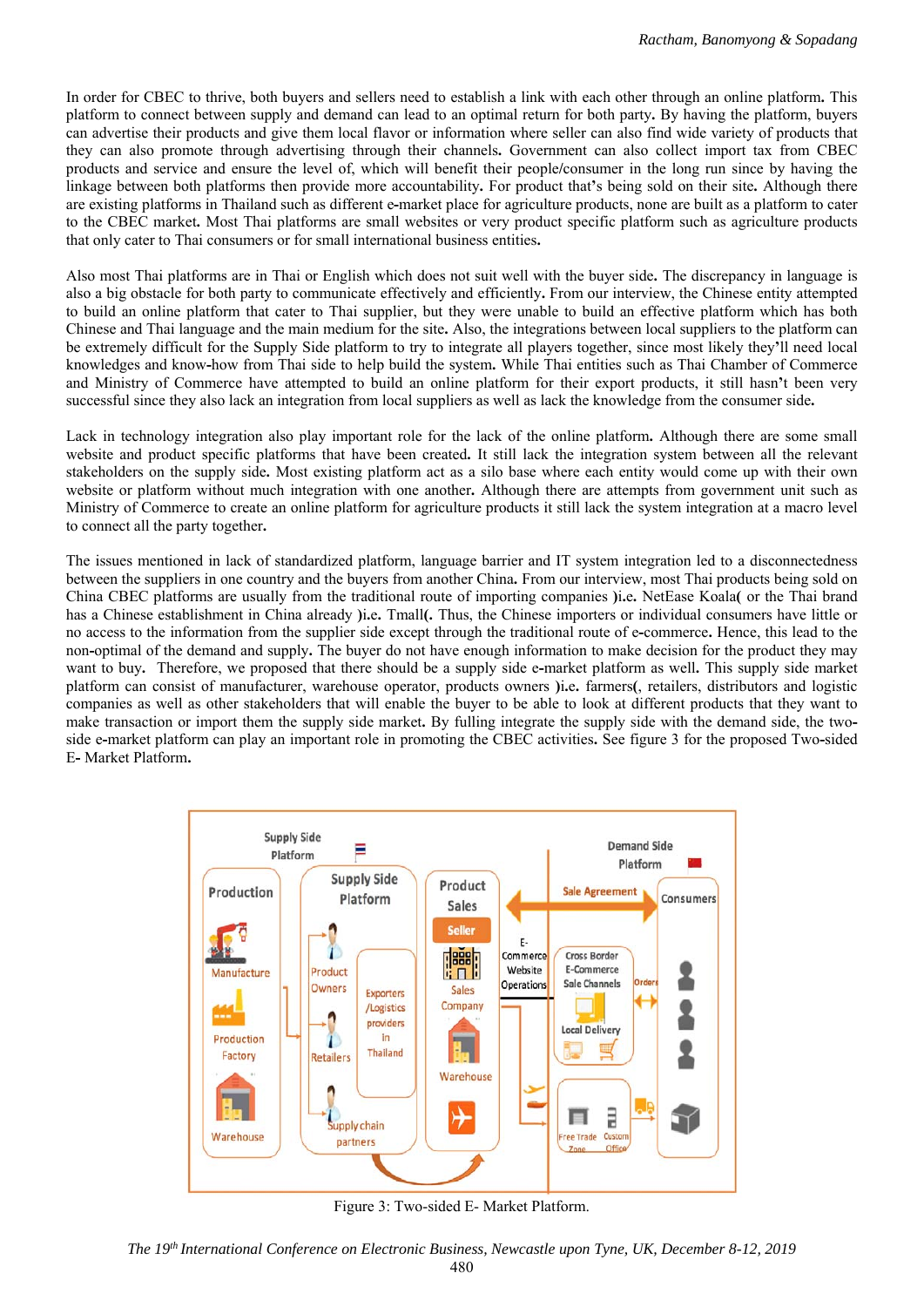In order for CBEC to thrive, both buyers and sellers need to establish a link with each other through an online platform. This platform to connect between supply and demand can lead to an optimal return for both party. By having the platform, buyers can advertise their products and give them local flavor or information where seller can also find wide variety of products that they can also promote through advertising their channels. Government can also collect import tax from CBEC products and service and ensure the level of, which will benefit their people/consumer in the long run since by having the linkage between both platforms then provide more accountability. For product that's being sold on their site. Although there are existing platforms in Thailand such as different e-market place for agriculture products, none are built as a platform to cater to the CBEC market. Most Thai platforms are small websites or very product specific platform such as agriculture products that only cater to Thai consumers or for small international business entities.

Also most Thai platforms are in Thai or English which does not suit well with the buyer side. The discrepancy in language is also a big obstacle for both party to communicate effectively and efficiently. From our interview, the Chinese entity attempted to build an online platform that cater to Thai supplier, but they were unable to build an effective platform which has both Chinese and Thai language and the main medium for the site. Also, the integrations between local suppliers to the platform can be extremely difficult for the Supply Side platform to try to integrate all players together, since most likely they'll need local knowledges and know-how from Thai side to help build the system. While Thai entities such as Thai Chamber of Commerce and Ministry of Commerce have attempted to build an online platform for their export products, it still hasn't been very successful since they also lack an integration from local suppliers as well as lack the knowledge from the consumer side.

Lack in technology integration also play important role for the lack of the online platform. Although there are some small website and product specific platforms that have been created. It still lack the integration system between all the relevant stakeholders on the supply side. Most existing platform act as a silo base where each entity would come up with their own website or platform without much integration with one another. Although there are attempts from government unit such as Ministry of Commerce to create an online platform for agriculture products it still lack the system integration at a macro level to connect all the party together.

The issues mentioned in lack of standardized platform, language barrier and IT system integration led to a disconnectedness between the suppliers in one country and the buyers from another China. From our interview, most Thai products being sold on China CBEC platforms are usually from the traditional route of importing companies )i.e. NetEase Koala( or the Thai brand has a Chinese establishment in China already )i.e. Tmall(. Thus, the Chinese importers or individual consumers have little or no access to the information from the supplier side except through the traditional route of e-commerce. Hence, this lead to the non-optimal of the demand and supply. The buyer do not have enough information to make decision for the product they may want to buy. Therefore, we proposed that there should be a supply side e-market platform as well. This supply side market platform can consist of manufacturer, warehouse operator, products owners )i.e. farmers(, retailers, distributors and logistic companies as well as other stakeholders that will enable the buyer to be able to look at different products that they want to make transaction or import them the supply side market. By fulling integrate the supply side with the demand side, the two-side e-market platform can play an important role in promoting the CBEC activities. See figure 3 for the proposed Two-sided E- Market Platform.

Figure 3: Two-sided E- Market Platform.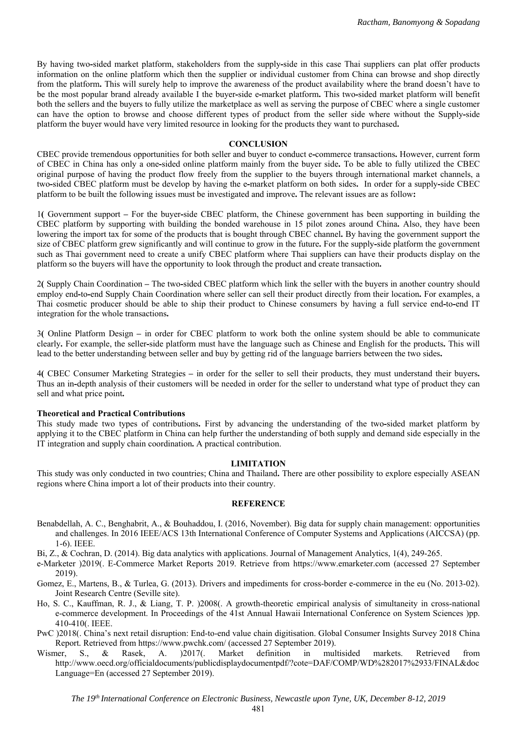By having two-sided market platform, stakeholders from the supply-side in this case Thai suppliers can plat offer products information on the online platform which then the supplier or individual customer from China can browse and shop directly from the platform. This will surely help to improve the awareness of the product availability where the brand doesn't have to be the most popular brand already available I the buyer-side e-market platform. This two-sided market platform will benefit both the sellers and the buyers to fully utilize the marketplace as well as serving the purpose of CBEC where a single customer can have the option to browse and choose different types of product from the seller side where without the Supply-side platform the buyer would have very limited resource in looking for the products they want to purchased.

## CONCLUSION

CBEC provide tremendous opportunities for both seller and buyer to conduct e-commerce transactions. However, current form of CBEC in China has only a one-sided online platform mainly from the buyer side. To be able to fully utilized the CBEC original purpose of having the product flow freely from the supplier to the buyers through international market channels, a two-sided CBEC platform must be develop by having the e-market platform on both sides. In order for a supply-side CBEC platform to be built the following issues must be investigated and improve. The relevant issues are as follow:

1( Government support – For the buyer-side CBEC platform, the Chinese government has been supporting in building the CBEC platform by supporting with building the bonded warehouse in 15 pilot zones around China. Also, they have been lowering the import tax for some of the products that is bought through CBEC channel. By having the government support the size of CBEC platform grew significantly and will continue to grow in the future. For the supply-side platform the government such as Thai government need to create a unify CBEC platform where Thai suppliers can have their products display on the platform so the buyers will have the opportunity to look through the product and create transaction.

2( Supply Chain Coordination – The two-sided CBEC platform which link the seller with the buyers in another country should employ end-to-end Supply Chain Coordination where seller can sell their product directly from their location. For examples, a Thai cosmetic producer should be able to ship their product to Chinese consumers by having a full service end-to-end IT integration for the whole transactions.

3( Online Platform Design – in order for CBEC platform to work both the online system should be able to communicate clearly. For example, the seller-side platform must have the language such as Chinese and English for the products. This will lead to the better understanding between seller and buy by getting rid of the language barriers between the two sides.

4( CBEC Consumer Marketing Strategies – in order for the seller to sell their products, they must understand their buyers. Thus an in-depth analysis of their customers will be needed in order for the seller to understand what type of product they can sell and what price point.

### Theoretical and Practical Contributions

This study made two types of contributions. First by advancing the understanding of the two-sided market platform by applying it to the CBEC platform in China can help further the understanding of both supply and demand side especially in the IT integration and supply chain coordination. A practical contribution.

## LIMITATION

This study was only conducted in two countries; China and Thailand. There are other possibility to explore especially ASEAN regions where China import a lot of their products into their country.

## REFERENCE

Benabdellah, A. C., Benghabrit, A., & Bouhaddou, I. (2016, November). Big data for supply chain management: opportunities and challenges. In 2016 IEEE/ACS 13th International Conference of Computer Systems and Applications (AICCSA) (pp. 1-6). IEEE.

Bi, Z., & Cochran, D. (2014). Big data analytics with applications. Journal of Management Analytics, 1(4), 249-265.

e-Marketer )2019(. E-Commerce Market Reports 2019. Retrieve from https://www.emarketer.com (accessed 27 September 2019).

Gomez, E., Martens, B., & Turlea, G. (2013). Drivers and impediments for cross-border e-commerce in the eu (No. 2013-02). Joint Research Centre (Seville site).

Ho, S. C., Kauffman, R. J., & Liang, T. P. )2008(. A growth-theoretic empirical analysis of simultaneity in cross-national e-commerce development. In Proceedings of the 41st Annual Hawaii International Conference on System Sciences )pp. 410-410(. IEEE.

PwC )2018(. China's next retail disruption: End-to-end value chain digitisation. Global Consumer Insights Survey 2018 China Report. Retrieved from https://www.pwchk.com/ (accessed 27 September 2019).

Wismer, S., & Rasek, A. )2017(. Market definition in multisided markets. Retrieved from http://www.oecd.org/officialdocuments/publicdisplaydocumentpdf/?cote=DAF/COMP/WD%282017%2933/FINAL&docLanguage=En (accessed 27 September 2019).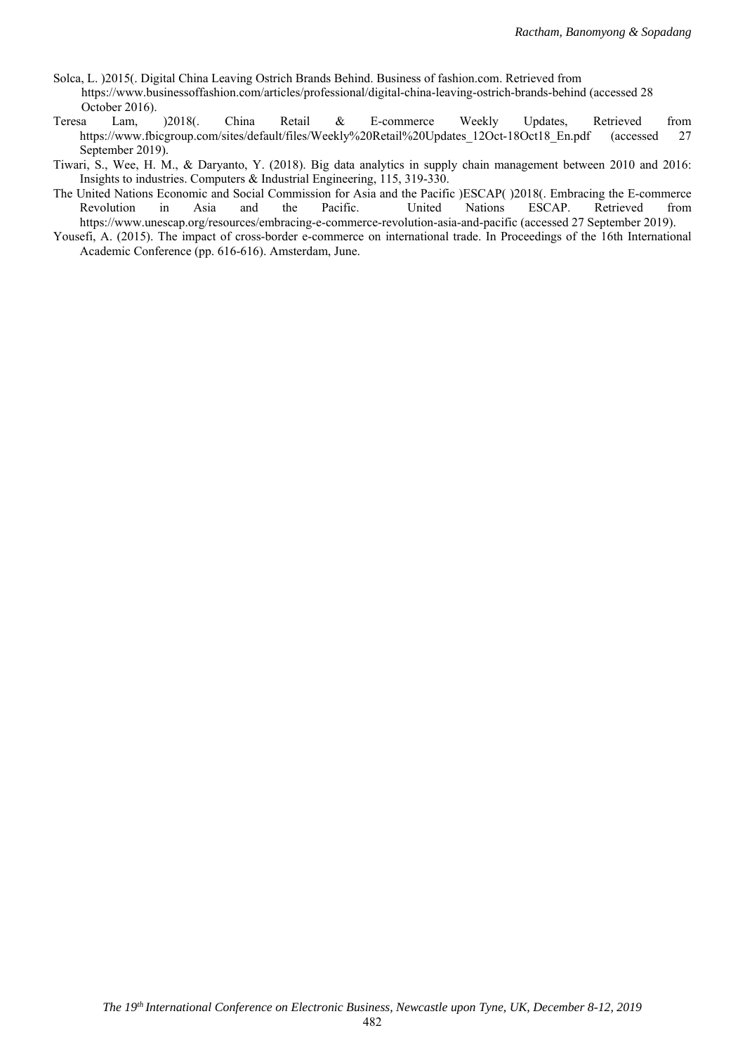Solca, L. )2015(. Digital China Leaving Ostrich Brands Behind. Business of fashion.com. Retrieved from https://www.businessoffashion.com/articles/professional/digital-china-leaving-ostrich-brands-behind (accessed 28 October 2016).

Teresa Lam, )2018(. China Retail & E-commerce Weekly Updates, Retrieved from https://www.fbicgroup.com/sites/default/files/Weekly%20Retail%20Updates_12Oct-18Oct18_En.pdf (accessed 27 September 2019).

Tiwari, S., Wee, H. M., & Daryanto, Y. (2018). Big data analytics in supply chain management between 2010 and 2016: Insights to industries. Computers & Industrial Engineering, 115, 319-330.

The United Nations Economic and Social Commission for Asia and the Pacific )ESCAP( )2018(. Embracing the E-commerce Revolution in Asia and the Pacific. United Nations ESCAP. Retrieved from https://www.unescap.org/resources/embracing-e-commerce-revolution-asia-and-pacific (accessed 27 September 2019).

Yousefi, A. (2015). The impact of cross-border e-commerce on international trade. In Proceedings of the 16th International Academic Conference (pp. 616-616). Amsterdam, June.